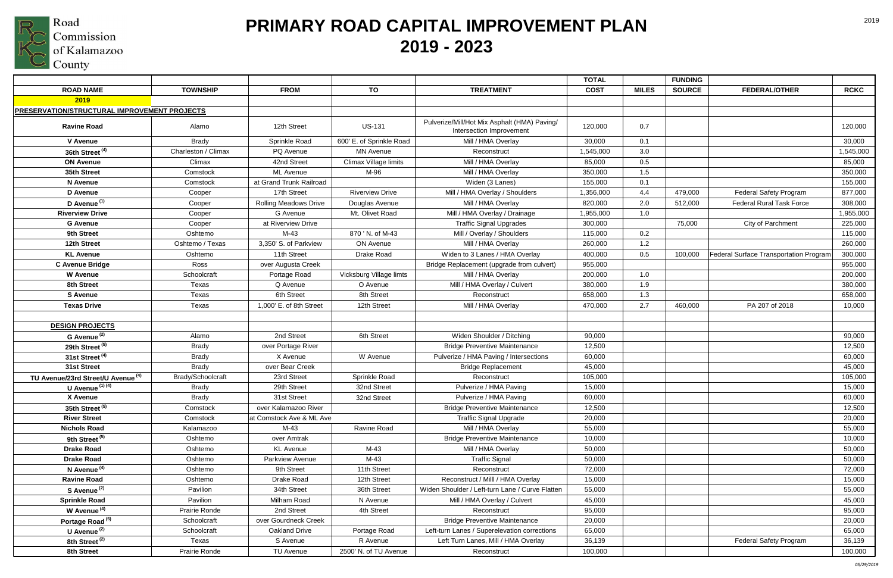Road Commission of Kalamazoo County

# PRIMARY ROAD CAPITAL IMPROVEMENT PLAN 2019 - 2023

| ROAD NAME | TOWNSHIP | FROM | TO | TREATMENT | TOTAL COST | MILES | FUNDING SOURCE | FEDERAL/OTHER | RCKC |
|---|---|---|---|---|---|---|---|---|---|
| **2019** | | | | | | | | | |
| **PRESERVATION/STRUCTURAL IMPROVEMENT PROJECTS** | | | | | | | | | |
| **Ravine Road** | Alamo | 12th Street | US-131 | Pulverize/Mill/Hot Mix Asphalt (HMA) Paving/ Intersection Improvement | 120,000 | 0.7 | | | 120,000 |
| **V Avenue** | Brady | Sprinkle Road | 600' E. of Sprinkle Road | Mill / HMA Overlay | 30,000 | 0.1 | | | 30,000 |
| **36th Street [(4)]** | Charleston / Climax | PQ Avenue | MN Avenue | Reconstruct | 1,545,000 | 3.0 | | | 1,545,000 |
| **ON Avenue** | Climax | 42nd Street | Climax Village limits | Mill / HMA Overlay | 85,000 | 0.5 | | | 85,000 |
| **35th Street** | Comstock | ML Avenue | M-96 | Mill / HMA Overlay | 350,000 | 1.5 | | | 350,000 |
| **N Avenue** | Comstock | at Grand Trunk Railroad | | Widen (3 Lanes) | 155,000 | 0.1 | | | 155,000 |
| **D Avenue** | Cooper | 17th Street | Riverview Drive | Mill / HMA Overlay / Shoulders | 1,356,000 | 4.4 | 479,000 | Federal Safety Program | 877,000 |
| **D Avenue [(1)]** | Cooper | Rolling Meadows Drive | Douglas Avenue | Mill / HMA Overlay | 820,000 | 2.0 | 512,000 | Federal Rural Task Force | 308,000 |
| **Riverview Drive** | Cooper | G Avenue | Mt. Olivet Road | Mill / HMA Overlay / Drainage | 1,955,000 | 1.0 | | | 1,955,000 |
| **G Avenue** | Cooper | at Riverview Drive | | Traffic Signal Upgrades | 300,000 | | 75,000 | City of Parchment | 225,000 |
| **9th Street** | Oshtemo | M-43 | 870 ' N. of M-43 | Mill / Overlay / Shoulders | 115,000 | 0.2 | | | 115,000 |
| **12th Street** | Oshtemo / Texas | 3,350' S. of Parkview | ON Avenue | Mill / HMA Overlay | 260,000 | 1.2 | | | 260,000 |
| **KL Avenue** | Oshtemo | 11th Street | Drake Road | Widen to 3 Lanes / HMA Overlay | 400,000 | 0.5 | 100,000 | Federal Surface Transportation Program | 300,000 |
| **C Avenue Bridge** | Ross | over Augusta Creek | | Bridge Replacement (upgrade from culvert) | 955,000 | | | | 955,000 |
| **W Avenue** | Schoolcraft | Portage Road | Vicksburg Village limts | Mill / HMA Overlay | 200,000 | 1.0 | | | 200,000 |
| **8th Street** | Texas | Q Avenue | O Avenue | Mill / HMA Overlay / Culvert | 380,000 | 1.9 | | | 380,000 |
| **S Avenue** | Texas | 6th Street | 8th Street | Reconstruct | 658,000 | 1.3 | | | 658,000 |
| **Texas Drive** | Texas | 1,000' E. of 8th Street | 12th Street | Mill / HMA Overlay | 470,000 | 2.7 | 460,000 | PA 207 of 2018 | 10,000 |
| | | | | | | | | | |
| **DESIGN PROJECTS** | | | | | | | | | |
| **G Avenue [(2)]** | Alamo | 2nd Street | 6th Street | Widen Shoulder / Ditching | 90,000 | | | | 90,000 |
| **29th Street [(5)]** | Brady | over Portage River | | Bridge Preventive Maintenance | 12,500 | | | | 12,500 |
| **31st Street [(4)]** | Brady | X Avenue | W Avenue | Pulverize / HMA Paving / Intersections | 60,000 | | | | 60,000 |
| **31st Street** | Brady | over Bear Creek | | Bridge Replacement | 45,000 | | | | 45,000 |
| **TU Avenue/23rd Street/U Avenue [(4)]** | Brady/Schoolcraft | 23rd Street | Sprinkle Road | Reconstruct | 105,000 | | | | 105,000 |
| **U Avenue [(1) (4)]** | Brady | 29th Street | 32nd Street | Pulverize / HMA Paving | 15,000 | | | | 15,000 |
| **X Avenue** | Brady | 31st Street | 32nd Street | Pulverize / HMA Paving | 60,000 | | | | 60,000 |
| **35th Street [(5)]** | Comstock | over Kalamazoo River | | Bridge Preventive Maintenance | 12,500 | | | | 12,500 |
| **River Street** | Comstock | at Comstock Ave & ML Ave | | Traffic Signal Upgrade | 20,000 | | | | 20,000 |
| **Nichols Road** | Kalamazoo | M-43 | Ravine Road | Mill / HMA Overlay | 55,000 | | | | 55,000 |
| **9th Street [(5)]** | Oshtemo | over Amtrak | | Bridge Preventive Maintenance | 10,000 | | | | 10,000 |
| **Drake Road** | Oshtemo | KL Avenue | M-43 | Mill / HMA Overlay | 50,000 | | | | 50,000 |
| **Drake Road** | Oshtemo | Parkview Avenue | M-43 | Traffic Signal | 50,000 | | | | 50,000 |
| **N Avenue [(4)]** | Oshtemo | 9th Street | 11th Street | Reconstruct | 72,000 | | | | 72,000 |
| **Ravine Road** | Oshtemo | Drake Road | 12th Street | Reconstruct / Milll / HMA Overlay | 15,000 | | | | 15,000 |
| **S Avenue [(2)]** | Pavilion | 34th Street | 36th Street | Widen Shoulder / Left-turn Lane / Curve Flatten | 55,000 | | | | 55,000 |
| **Sprinkle Road** | Pavilion | Milham Road | N Avenue | Mill / HMA Overlay / Culvert | 45,000 | | | | 45,000 |
| **W Avenue [(4)]** | Prairie Ronde | 2nd Street | 4th Street | Reconstruct | 95,000 | | | | 95,000 |
| **Portage Road [(5)]** | Schoolcraft | over Gourdneck Creek | | Bridge Preventive Maintenance | 20,000 | | | | 20,000 |
| **U Avenue [(2)]** | Schoolcraft | Oakland Drive | Portage Road | Left-turn Lanes / Superelevation corrections | 65,000 | | | | 65,000 |
| **8th Street [(2)]** | Texas | S Avenue | R Avenue | Left Turn Lanes, Mill / HMA Overlay | 36,139 | | | Federal Safety Program | 36,139 |
| **8th Street** | Prairie Ronde | TU Avenue | 2500' N. of TU Avenue | Reconstruct | 100,000 | | | | 100,000 |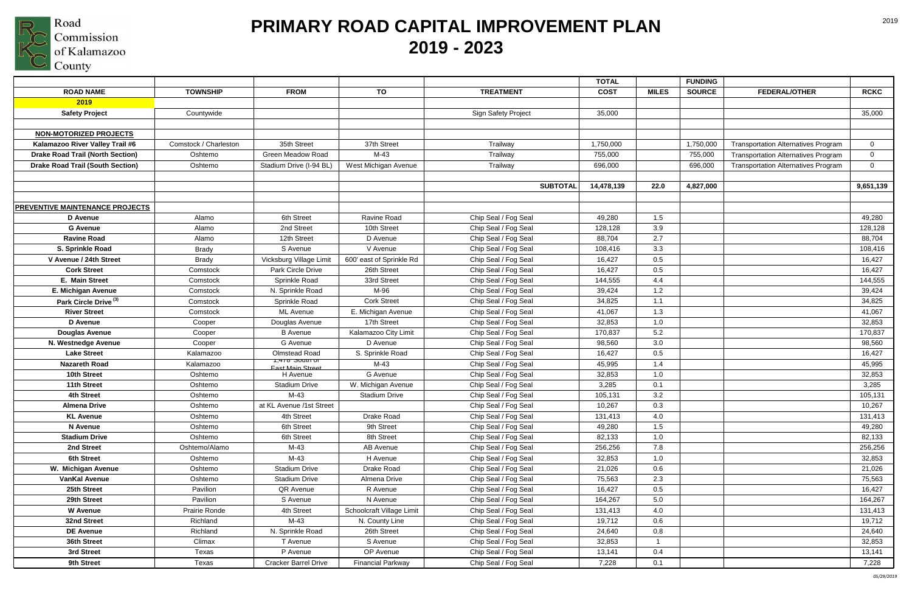Road Commission of Kalamazoo County

# PRIMARY ROAD CAPITAL IMPROVEMENT PLAN 2019 - 2023

2019

| ROAD NAME | TOWNSHIP | FROM | TO | TREATMENT | TOTAL COST | MILES | FUNDING SOURCE | FEDERAL/OTHER | RCKC |
|---|---|---|---|---|---|---|---|---|---|
| **2019** | | | | | | | | | |
| **Safety Project** | Countywide | | | Sign Safety Project | 35,000 | | | | 35,000 |
| | | | | | | | | | |
| **NON-MOTORIZED PROJECTS** | | | | | | | | | |
| **Kalamazoo River Valley Trail #6** | Comstock / Charleston | 35th Street | 37th Street | Trailway | 1,750,000 | | 1,750,000 | Transportation Alternatives Program | 0 |
| **Drake Road Trail (North Section)** | Oshtemo | Green Meadow Road | M-43 | Trailway | 755,000 | | 755,000 | Transportation Alternatives Program | 0 |
| **Drake Road Trail (South Section)** | Oshtemo | Stadium Drive (I-94 BL) | West Michigan Avenue | Trailway | 696,000 | | 696,000 | Transportation Alternatives Program | 0 |
| | | | | | | | | | |
| | | | | **SUBTOTAL** | **14,478,139** | **22.0** | **4,827,000** | | **9,651,139** |
| | | | | | | | | | |
| **PREVENTIVE MAINTENANCE PROJECTS** | | | | | | | | | |
| **D Avenue** | Alamo | 6th Street | Ravine Road | Chip Seal / Fog Seal | 49,280 | 1.5 | | | 49,280 |
| **G Avenue** | Alamo | 2nd Street | 10th Street | Chip Seal / Fog Seal | 128,128 | 3.9 | | | 128,128 |
| **Ravine Road** | Alamo | 12th Street | D Avenue | Chip Seal / Fog Seal | 88,704 | 2.7 | | | 88,704 |
| **S. Sprinkle Road** | Brady | S Avenue | V Avenue | Chip Seal / Fog Seal | 108,416 | 3.3 | | | 108,416 |
| **V Avenue / 24th Street** | Brady | Vicksburg Village Limit | 600' east of Sprinkle Rd | Chip Seal / Fog Seal | 16,427 | 0.5 | | | 16,427 |
| **Cork Street** | Comstock | Park Circle Drive | 26th Street | Chip Seal / Fog Seal | 16,427 | 0.5 | | | 16,427 |
| **E. Main Street** | Comstock | Sprinkle Road | 33rd Street | Chip Seal / Fog Seal | 144,555 | 4.4 | | | 144,555 |
| **E. Michigan Avenue** | Comstock | N. Sprinkle Road | M-96 | Chip Seal / Fog Seal | 39,424 | 1.2 | | | 39,424 |
| **Park Circle Drive [(3)]** | Comstock | Sprinkle Road | Cork Street | Chip Seal / Fog Seal | 34,825 | 1.1 | | | 34,825 |
| **River Street** | Comstock | ML Avenue | E. Michigan Avenue | Chip Seal / Fog Seal | 41,067 | 1.3 | | | 41,067 |
| **D Avenue** | Cooper | Douglas Avenue | 17th Street | Chip Seal / Fog Seal | 32,853 | 1.0 | | | 32,853 |
| **Douglas Avenue** | Cooper | B Avenue | Kalamazoo City Limit | Chip Seal / Fog Seal | 170,837 | 5.2 | | | 170,837 |
| **N. Westnedge Avenue** | Cooper | G Avenue | D Avenue | Chip Seal / Fog Seal | 98,560 | 3.0 | | | 98,560 |
| **Lake Street** | Kalamazoo | Olmstead Road | S. Sprinkle Road | Chip Seal / Fog Seal | 16,427 | 0.5 | | | 16,427 |
| **Nazareth Road** | Kalamazoo | 1,478' South of East Main Street | M-43 | Chip Seal / Fog Seal | 45,995 | 1.4 | | | 45,995 |
| **10th Street** | Oshtemo | H Avenue | G Avenue | Chip Seal / Fog Seal | 32,853 | 1.0 | | | 32,853 |
| **11th Street** | Oshtemo | Stadium Drive | W. Michigan Avenue | Chip Seal / Fog Seal | 3,285 | 0.1 | | | 3,285 |
| **4th Street** | Oshtemo | M-43 | Stadium Drive | Chip Seal / Fog Seal | 105,131 | 3.2 | | | 105,131 |
| **Almena Drive** | Oshtemo | at KL Avenue /1st Street | | Chip Seal / Fog Seal | 10,267 | 0.3 | | | 10,267 |
| **KL Avenue** | Oshtemo | 4th Street | Drake Road | Chip Seal / Fog Seal | 131,413 | 4.0 | | | 131,413 |
| **N Avenue** | Oshtemo | 6th Street | 9th Street | Chip Seal / Fog Seal | 49,280 | 1.5 | | | 49,280 |
| **Stadium Drive** | Oshtemo | 6th Street | 8th Street | Chip Seal / Fog Seal | 82,133 | 1.0 | | | 82,133 |
| **2nd Street** | Oshtemo/Alamo | M-43 | AB Avenue | Chip Seal / Fog Seal | 256,256 | 7.8 | | | 256,256 |
| **6th Street** | Oshtemo | M-43 | H Avenue | Chip Seal / Fog Seal | 32,853 | 1.0 | | | 32,853 |
| **W. Michigan Avenue** | Oshtemo | Stadium Drive | Drake Road | Chip Seal / Fog Seal | 21,026 | 0.6 | | | 21,026 |
| **VanKal Avenue** | Oshtemo | Stadium Drive | Almena Drive | Chip Seal / Fog Seal | 75,563 | 2.3 | | | 75,563 |
| **25th Street** | Pavilion | QR Avenue | R Avenue | Chip Seal / Fog Seal | 16,427 | 0.5 | | | 16,427 |
| **29th Street** | Pavilion | S Avenue | N Avenue | Chip Seal / Fog Seal | 164,267 | 5.0 | | | 164,267 |
| **W Avenue** | Prairie Ronde | 4th Street | Schoolcraft Village Limit | Chip Seal / Fog Seal | 131,413 | 4.0 | | | 131,413 |
| **32nd Street** | Richland | M-43 | N. County Line | Chip Seal / Fog Seal | 19,712 | 0.6 | | | 19,712 |
| **DE Avenue** | Richland | N. Sprinkle Road | 26th Street | Chip Seal / Fog Seal | 24,640 | 0.8 | | | 24,640 |
| **36th Street** | Climax | T Avenue | S Avenue | Chip Seal / Fog Seal | 32,853 | 1 | | | 32,853 |
| **3rd Street** | Texas | P Avenue | OP Avenue | Chip Seal / Fog Seal | 13,141 | 0.4 | | | 13,141 |
| **9th Street** | Texas | Cracker Barrel Drive | Financial Parkway | Chip Seal / Fog Seal | 7,228 | 0.1 | | | 7,228 |

*05/29/2019*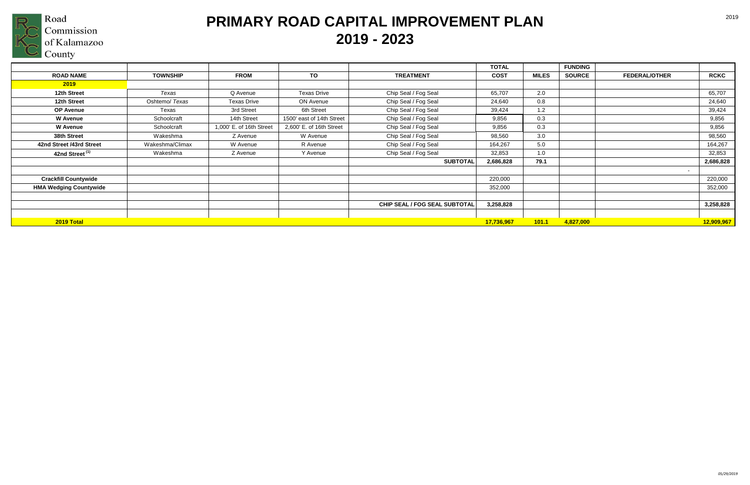Road Commission of Kalamazoo County

# PRIMARY ROAD CAPITAL IMPROVEMENT PLAN
# 2019 - 2023

| | | | | | TOTAL | | FUNDING | | |
|---|---|---|---|---|---|---|---|---|---|
| **ROAD NAME** | **TOWNSHIP** | **FROM** | **TO** | **TREATMENT** | **COST** | **MILES** | **SOURCE** | **FEDERAL/OTHER** | **RCKC** |
| **2019** | | | | | | | | | |
| **12th Street** | *Texas* | Q Avenue | Texas Drive | Chip Seal / Fog Seal | 65,707 | 2.0 | | | 65,707 |
| **12th Street** | Oshtemo/ *Texas* | Texas Drive | ON Avenue | Chip Seal / Fog Seal | 24,640 | 0.8 | | | 24,640 |
| **OP Avenue** | Texas | 3rd Street | 6th Street | Chip Seal / Fog Seal | 39,424 | 1.2 | | | 39,424 |
| **W Avenue** | Schoolcraft | 14th Street | 1500' east of 14th Street | Chip Seal / Fog Seal | 9,856 | 0.3 | | | 9,856 |
| **W Avenue** | Schoolcraft | 1,000' E. of 16th Street | 2,600' E. of 16th Street | Chip Seal / Fog Seal | 9,856 | 0.3 | | | 9,856 |
| **38th Street** | Wakeshma | Z Avenue | W Avenue | Chip Seal / Fog Seal | 98,560 | 3.0 | | | 98,560 |
| **42nd Street /43rd Street** | Wakeshma/Climax | W Avenue | R Avenue | Chip Seal / Fog Seal | 164,267 | 5.0 | | | 164,267 |
| **42nd Street [1]** | Wakeshma | Z Avenue | Y Avenue | Chip Seal / Fog Seal | 32,853 | 1.0 | | | 32,853 |
| | | | | **SUBTOTAL** | **2,686,828** | **79.1** | | | **2,686,828** |
| | | | | | | | | - | |
| **Crackfill Countywide** | | | | | 220,000 | | | | 220,000 |
| **HMA Wedging Countywide** | | | | | 352,000 | | | | 352,000 |
| | | | | | | | | | |
| | | | | **CHIP SEAL / FOG SEAL SUBTOTAL** | **3,258,828** | | | | **3,258,828** |
| | | | | | | | | | |
| **2019 Total** | | | | | **17,736,967** | **101.1** | **4,827,000** | | **12,909,967** |

*05/29/2019*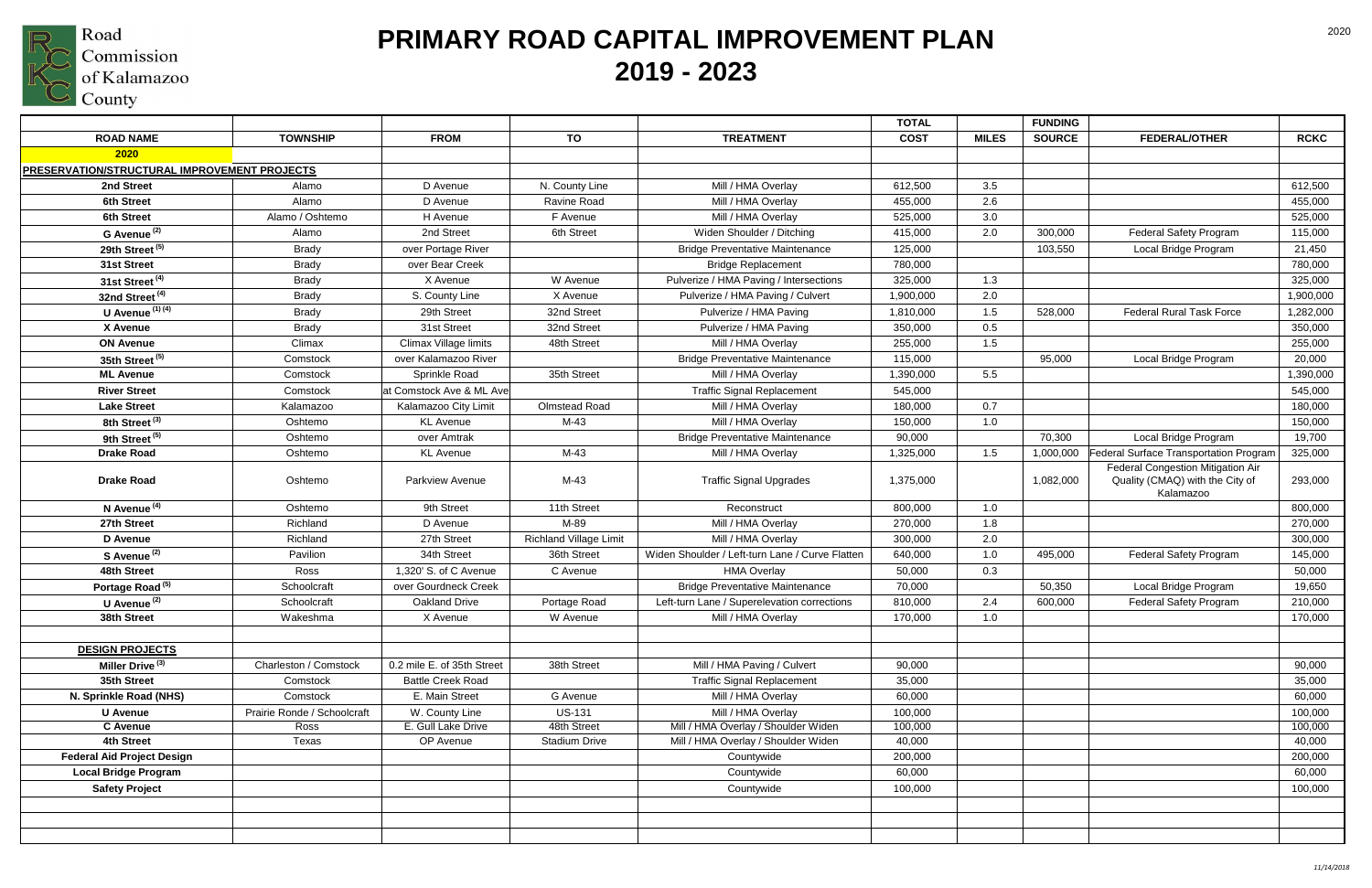Road Commission of Kalamazoo County

# PRIMARY ROAD CAPITAL IMPROVEMENT PLAN
# 2019 - 2023

| ROAD NAME | TOWNSHIP | FROM | TO | TREATMENT | TOTAL COST | MILES | FUNDING SOURCE | FEDERAL/OTHER | RCKC |
|---|---|---|---|---|---|---|---|---|---|
| **2020** | | | | | | | | | |
| **PRESERVATION/STRUCTURAL IMPROVEMENT PROJECTS** | | | | | | | | | |
| **2nd Street** | Alamo | D Avenue | N. County Line | Mill / HMA Overlay | 612,500 | 3.5 | | | 612,500 |
| **6th Street** | Alamo | D Avenue | Ravine Road | Mill / HMA Overlay | 455,000 | 2.6 | | | 455,000 |
| **6th Street** | Alamo / Oshtemo | H Avenue | F Avenue | Mill / HMA Overlay | 525,000 | 3.0 | | | 525,000 |
| **G Avenue (2)** | Alamo | 2nd Street | 6th Street | Widen Shoulder / Ditching | 415,000 | 2.0 | 300,000 | Federal Safety Program | 115,000 |
| **29th Street (5)** | Brady | over Portage River | | Bridge Preventative Maintenance | 125,000 | | 103,550 | Local Bridge Program | 21,450 |
| **31st Street** | Brady | over Bear Creek | | Bridge Replacement | 780,000 | | | | 780,000 |
| **31st Street (4)** | Brady | X Avenue | W Avenue | Pulverize / HMA Paving / Intersections | 325,000 | 1.3 | | | 325,000 |
| **32nd Street (4)** | Brady | S. County Line | X Avenue | Pulverize / HMA Paving / Culvert | 1,900,000 | 2.0 | | | 1,900,000 |
| **U Avenue (1) (4)** | Brady | 29th Street | 32nd Street | Pulverize / HMA Paving | 1,810,000 | 1.5 | 528,000 | Federal Rural Task Force | 1,282,000 |
| **X Avenue** | Brady | 31st Street | 32nd Street | Pulverize / HMA Paving | 350,000 | 0.5 | | | 350,000 |
| **ON Avenue** | Climax | Climax Village limits | 48th Street | Mill / HMA Overlay | 255,000 | 1.5 | | | 255,000 |
| **35th Street (5)** | Comstock | over Kalamazoo River | | Bridge Preventative Maintenance | 115,000 | | 95,000 | Local Bridge Program | 20,000 |
| **ML Avenue** | Comstock | Sprinkle Road | 35th Street | Mill / HMA Overlay | 1,390,000 | 5.5 | | | 1,390,000 |
| **River Street** | Comstock | at Comstock Ave & ML Ave | | Traffic Signal Replacement | 545,000 | | | | 545,000 |
| **Lake Street** | Kalamazoo | Kalamazoo City Limit | Olmstead Road | Mill / HMA Overlay | 180,000 | 0.7 | | | 180,000 |
| **8th Street (3)** | Oshtemo | KL Avenue | M-43 | Mill / HMA Overlay | 150,000 | 1.0 | | | 150,000 |
| **9th Street (5)** | Oshtemo | over Amtrak | | Bridge Preventative Maintenance | 90,000 | | 70,300 | Local Bridge Program | 19,700 |
| **Drake Road** | Oshtemo | KL Avenue | M-43 | Mill / HMA Overlay | 1,325,000 | 1.5 | 1,000,000 | Federal Surface Transportation Program | 325,000 |
| **Drake Road** | Oshtemo | Parkview Avenue | M-43 | Traffic Signal Upgrades | 1,375,000 | | 1,082,000 | Federal Congestion Mitigation Air Quality (CMAQ) with the City of Kalamazoo | 293,000 |
| **N Avenue (4)** | Oshtemo | 9th Street | 11th Street | Reconstruct | 800,000 | 1.0 | | | 800,000 |
| **27th Street** | Richland | D Avenue | M-89 | Mill / HMA Overlay | 270,000 | 1.8 | | | 270,000 |
| **D Avenue** | Richland | 27th Street | Richland Village Limit | Mill / HMA Overlay | 300,000 | 2.0 | | | 300,000 |
| **S Avenue (2)** | Pavilion | 34th Street | 36th Street | Widen Shoulder / Left-turn Lane / Curve Flatten | 640,000 | 1.0 | 495,000 | Federal Safety Program | 145,000 |
| **48th Street** | Ross | 1,320' S. of C Avenue | C Avenue | HMA Overlay | 50,000 | 0.3 | | | 50,000 |
| **Portage Road (5)** | Schoolcraft | over Gourdneck Creek | | Bridge Preventative Maintenance | 70,000 | | 50,350 | Local Bridge Program | 19,650 |
| **U Avenue (2)** | Schoolcraft | Oakland Drive | Portage Road | Left-turn Lane / Superelevation corrections | 810,000 | 2.4 | 600,000 | Federal Safety Program | 210,000 |
| **38th Street** | Wakeshma | X Avenue | W Avenue | Mill / HMA Overlay | 170,000 | 1.0 | | | 170,000 |
| | | | | | | | | | |
| **DESIGN PROJECTS** | | | | | | | | | |
| **Miller Drive (3)** | Charleston / Comstock | 0.2 mile E. of 35th Street | 38th Street | Mill / HMA Paving / Culvert | 90,000 | | | | 90,000 |
| **35th Street** | Comstock | Battle Creek Road | | Traffic Signal Replacement | 35,000 | | | | 35,000 |
| **N. Sprinkle Road (NHS)** | Comstock | E. Main Street | G Avenue | Mill / HMA Overlay | 60,000 | | | | 60,000 |
| **U Avenue** | Prairie Ronde / Schoolcraft | W. County Line | US-131 | Mill / HMA Overlay | 100,000 | | | | 100,000 |
| **C Avenue** | Ross | E. Gull Lake Drive | 48th Street | Mill / HMA Overlay / Shoulder Widen | 100,000 | | | | 100,000 |
| **4th Street** | Texas | OP Avenue | Stadium Drive | Mill / HMA Overlay / Shoulder Widen | 40,000 | | | | 40,000 |
| **Federal Aid Project Design** | | | | Countywide | 200,000 | | | | 200,000 |
| **Local Bridge Program** | | | | Countywide | 60,000 | | | | 60,000 |
| **Safety Project** | | | | Countywide | 100,000 | | | | 100,000 |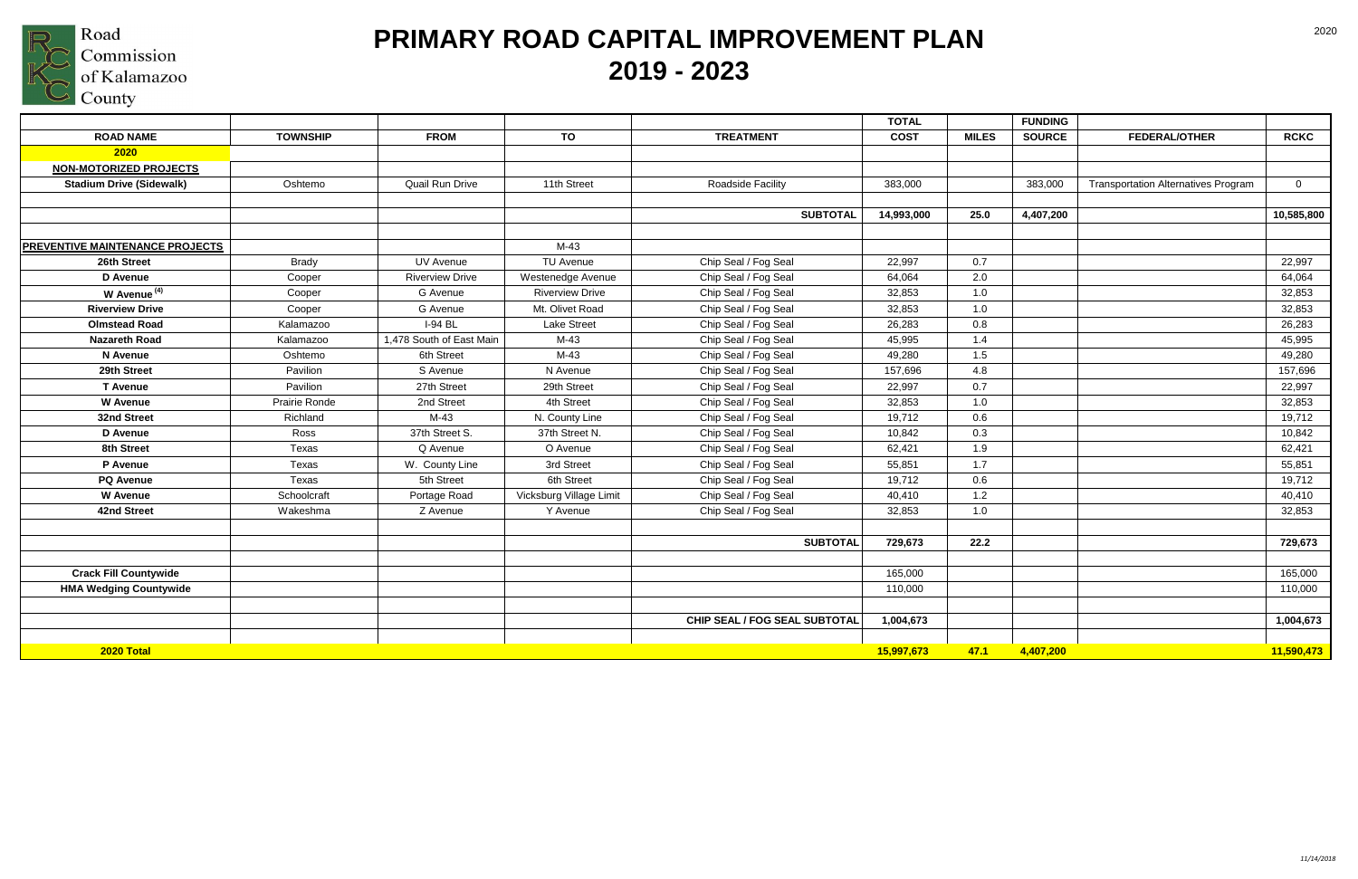Road Commission of Kalamazoo County

# PRIMARY ROAD CAPITAL IMPROVEMENT PLAN
# 2019 - 2023

| ROAD NAME | TOWNSHIP | FROM | TO | TREATMENT | TOTAL COST | MILES | FUNDING SOURCE | FEDERAL/OTHER | RCKC |
|---|---|---|---|---|---|---|---|---|---|
| **2020** | | | | | | | | | |
| **NON-MOTORIZED PROJECTS** | | | | | | | | | |
| **Stadium Drive (Sidewalk)** | Oshtemo | Quail Run Drive | 11th Street | Roadside Facility | 383,000 | | 383,000 | Transportation Alternatives Program | 0 |
| | | | | | | | | | |
| | | | | **SUBTOTAL** | **14,993,000** | **25.0** | **4,407,200** | | **10,585,800** |
| | | | | | | | | | |
| **PREVENTIVE MAINTENANCE PROJECTS** | | | M-43 | | | | | | |
| **26th Street** | Brady | UV Avenue | TU Avenue | Chip Seal / Fog Seal | 22,997 | 0.7 | | | 22,997 |
| **D Avenue** | Cooper | Riverview Drive | Westenedge Avenue | Chip Seal / Fog Seal | 64,064 | 2.0 | | | 64,064 |
| **W Avenue [4]** | Cooper | G Avenue | Riverview Drive | Chip Seal / Fog Seal | 32,853 | 1.0 | | | 32,853 |
| **Riverview Drive** | Cooper | G Avenue | Mt. Olivet Road | Chip Seal / Fog Seal | 32,853 | 1.0 | | | 32,853 |
| **Olmstead Road** | Kalamazoo | I-94 BL | Lake Street | Chip Seal / Fog Seal | 26,283 | 0.8 | | | 26,283 |
| **Nazareth Road** | Kalamazoo | 1,478 South of East Main | M-43 | Chip Seal / Fog Seal | 45,995 | 1.4 | | | 45,995 |
| **N Avenue** | Oshtemo | 6th Street | M-43 | Chip Seal / Fog Seal | 49,280 | 1.5 | | | 49,280 |
| **29th Street** | Pavilion | S Avenue | N Avenue | Chip Seal / Fog Seal | 157,696 | 4.8 | | | 157,696 |
| **T Avenue** | Pavilion | 27th Street | 29th Street | Chip Seal / Fog Seal | 22,997 | 0.7 | | | 22,997 |
| **W Avenue** | Prairie Ronde | 2nd Street | 4th Street | Chip Seal / Fog Seal | 32,853 | 1.0 | | | 32,853 |
| **32nd Street** | Richland | M-43 | N. County Line | Chip Seal / Fog Seal | 19,712 | 0.6 | | | 19,712 |
| **D Avenue** | Ross | 37th Street S. | 37th Street N. | Chip Seal / Fog Seal | 10,842 | 0.3 | | | 10,842 |
| **8th Street** | Texas | Q Avenue | O Avenue | Chip Seal / Fog Seal | 62,421 | 1.9 | | | 62,421 |
| **P Avenue** | Texas | W. County Line | 3rd Street | Chip Seal / Fog Seal | 55,851 | 1.7 | | | 55,851 |
| **PQ Avenue** | Texas | 5th Street | 6th Street | Chip Seal / Fog Seal | 19,712 | 0.6 | | | 19,712 |
| **W Avenue** | Schoolcraft | Portage Road | Vicksburg Village Limit | Chip Seal / Fog Seal | 40,410 | 1.2 | | | 40,410 |
| **42nd Street** | Wakeshma | Z Avenue | Y Avenue | Chip Seal / Fog Seal | 32,853 | 1.0 | | | 32,853 |
| | | | | | | | | | |
| | | | | **SUBTOTAL** | **729,673** | **22.2** | | | **729,673** |
| | | | | | | | | | |
| **Crack Fill Countywide** | | | | | 165,000 | | | | 165,000 |
| **HMA Wedging Countywide** | | | | | 110,000 | | | | 110,000 |
| | | | | | | | | | |
| | | | | **CHIP SEAL / FOG SEAL SUBTOTAL** | **1,004,673** | | | | **1,004,673** |
| | | | | | | | | | |
| **2020 Total** | | | | | **15,997,673** | **47.1** | **4,407,200** | | **11,590,473** |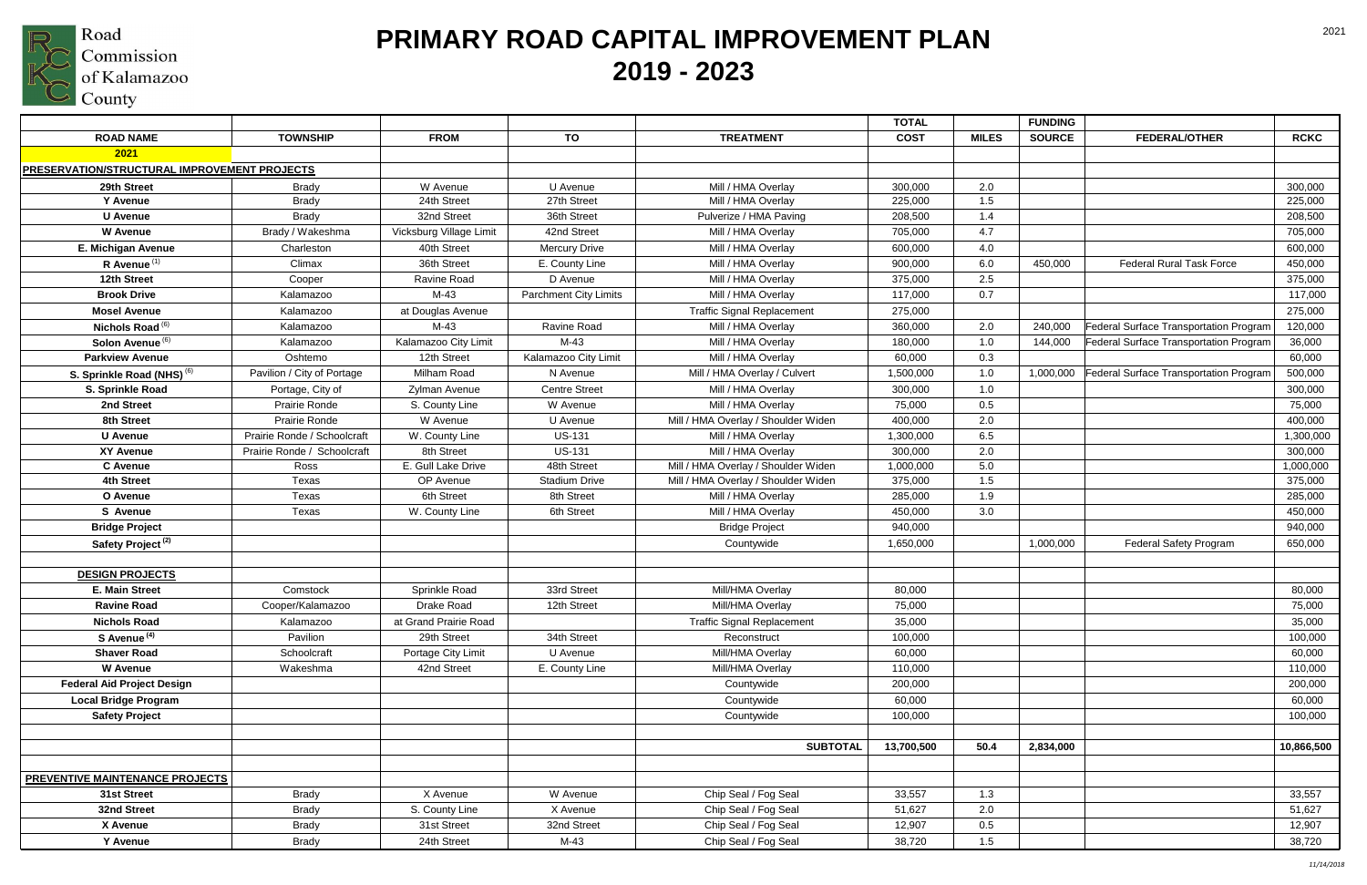Road Commission of Kalamazoo County

# PRIMARY ROAD CAPITAL IMPROVEMENT PLAN
# 2019 - 2023

| ROAD NAME | TOWNSHIP | FROM | TO | TREATMENT | TOTAL COST | MILES | FUNDING SOURCE | FEDERAL/OTHER | RCKC |
|---|---|---|---|---|---|---|---|---|---|
| **2021** | | | | | | | | | |
| **PRESERVATION/STRUCTURAL IMPROVEMENT PROJECTS** | | | | | | | | | |
| **29th Street** | Brady | W Avenue | U Avenue | Mill / HMA Overlay | 300,000 | 2.0 | | | 300,000 |
| **Y Avenue** | Brady | 24th Street | 27th Street | Mill / HMA Overlay | 225,000 | 1.5 | | | 225,000 |
| **U Avenue** | Brady | 32nd Street | 36th Street | Pulverize / HMA Paving | 208,500 | 1.4 | | | 208,500 |
| **W Avenue** | Brady / Wakeshma | Vicksburg Village Limit | 42nd Street | Mill / HMA Overlay | 705,000 | 4.7 | | | 705,000 |
| **E. Michigan Avenue** | Charleston | 40th Street | Mercury Drive | Mill / HMA Overlay | 600,000 | 4.0 | | | 600,000 |
| **R Avenue** [1] | Climax | 36th Street | E. County Line | Mill / HMA Overlay | 900,000 | 6.0 | 450,000 | Federal Rural Task Force | 450,000 |
| **12th Street** | Cooper | Ravine Road | D Avenue | Mill / HMA Overlay | 375,000 | 2.5 | | | 375,000 |
| **Brook Drive** | Kalamazoo | M-43 | Parchment City Limits | Mill / HMA Overlay | 117,000 | 0.7 | | | 117,000 |
| **Mosel Avenue** | Kalamazoo | at Douglas Avenue | | Traffic Signal Replacement | 275,000 | | | | 275,000 |
| **Nichols Road** [6] | Kalamazoo | M-43 | Ravine Road | Mill / HMA Overlay | 360,000 | 2.0 | 240,000 | Federal Surface Transportation Program | 120,000 |
| **Solon Avenue** [6] | Kalamazoo | Kalamazoo City Limit | M-43 | Mill / HMA Overlay | 180,000 | 1.0 | 144,000 | Federal Surface Transportation Program | 36,000 |
| **Parkview Avenue** | Oshtemo | 12th Street | Kalamazoo City Limit | Mill / HMA Overlay | 60,000 | 0.3 | | | 60,000 |
| **S. Sprinkle Road (NHS)** [6] | Pavilion / City of Portage | Milham Road | N Avenue | Mill / HMA Overlay / Culvert | 1,500,000 | 1.0 | 1,000,000 | Federal Surface Transportation Program | 500,000 |
| **S. Sprinkle Road** | Portage, City of | Zylman Avenue | Centre Street | Mill / HMA Overlay | 300,000 | 1.0 | | | 300,000 |
| **2nd Street** | Prairie Ronde | S. County Line | W Avenue | Mill / HMA Overlay | 75,000 | 0.5 | | | 75,000 |
| **8th Street** | Prairie Ronde | W Avenue | U Avenue | Mill / HMA Overlay / Shoulder Widen | 400,000 | 2.0 | | | 400,000 |
| **U Avenue** | Prairie Ronde / Schoolcraft | W. County Line | US-131 | Mill / HMA Overlay | 1,300,000 | 6.5 | | | 1,300,000 |
| **XY Avenue** | Prairie Ronde / Schoolcraft | 8th Street | US-131 | Mill / HMA Overlay | 300,000 | 2.0 | | | 300,000 |
| **C Avenue** | Ross | E. Gull Lake Drive | 48th Street | Mill / HMA Overlay / Shoulder Widen | 1,000,000 | 5.0 | | | 1,000,000 |
| **4th Street** | Texas | OP Avenue | Stadium Drive | Mill / HMA Overlay / Shoulder Widen | 375,000 | 1.5 | | | 375,000 |
| **O Avenue** | Texas | 6th Street | 8th Street | Mill / HMA Overlay | 285,000 | 1.9 | | | 285,000 |
| **S Avenue** | Texas | W. County Line | 6th Street | Mill / HMA Overlay | 450,000 | 3.0 | | | 450,000 |
| **Bridge Project** | | | | Bridge Project | 940,000 | | | | 940,000 |
| **Safety Project** [2] | | | | Countywide | 1,650,000 | | 1,000,000 | Federal Safety Program | 650,000 |
| | | | | | | | | | |
| **DESIGN PROJECTS** | | | | | | | | | |
| **E. Main Street** | Comstock | Sprinkle Road | 33rd Street | Mill/HMA Overlay | 80,000 | | | | 80,000 |
| **Ravine Road** | Cooper/Kalamazoo | Drake Road | 12th Street | Mill/HMA Overlay | 75,000 | | | | 75,000 |
| **Nichols Road** | Kalamazoo | at Grand Prairie Road | | Traffic Signal Replacement | 35,000 | | | | 35,000 |
| **S Avenue** [4] | Pavilion | 29th Street | 34th Street | Reconstruct | 100,000 | | | | 100,000 |
| **Shaver Road** | Schoolcraft | Portage City Limit | U Avenue | Mill/HMA Overlay | 60,000 | | | | 60,000 |
| **W Avenue** | Wakeshma | 42nd Street | E. County Line | Mill/HMA Overlay | 110,000 | | | | 110,000 |
| **Federal Aid Project Design** | | | | Countywide | 200,000 | | | | 200,000 |
| **Local Bridge Program** | | | | Countywide | 60,000 | | | | 60,000 |
| **Safety Project** | | | | Countywide | 100,000 | | | | 100,000 |
| | | | | | | | | | |
| | | | | **SUBTOTAL** | **13,700,500** | **50.4** | **2,834,000** | | **10,866,500** |
| | | | | | | | | | |
| **PREVENTIVE MAINTENANCE PROJECTS** | | | | | | | | | |
| **31st Street** | Brady | X Avenue | W Avenue | Chip Seal / Fog Seal | 33,557 | 1.3 | | | 33,557 |
| **32nd Street** | Brady | S. County Line | X Avenue | Chip Seal / Fog Seal | 51,627 | 2.0 | | | 51,627 |
| **X Avenue** | Brady | 31st Street | 32nd Street | Chip Seal / Fog Seal | 12,907 | 0.5 | | | 12,907 |
| **Y Avenue** | Brady | 24th Street | M-43 | Chip Seal / Fog Seal | 38,720 | 1.5 | | | 38,720 |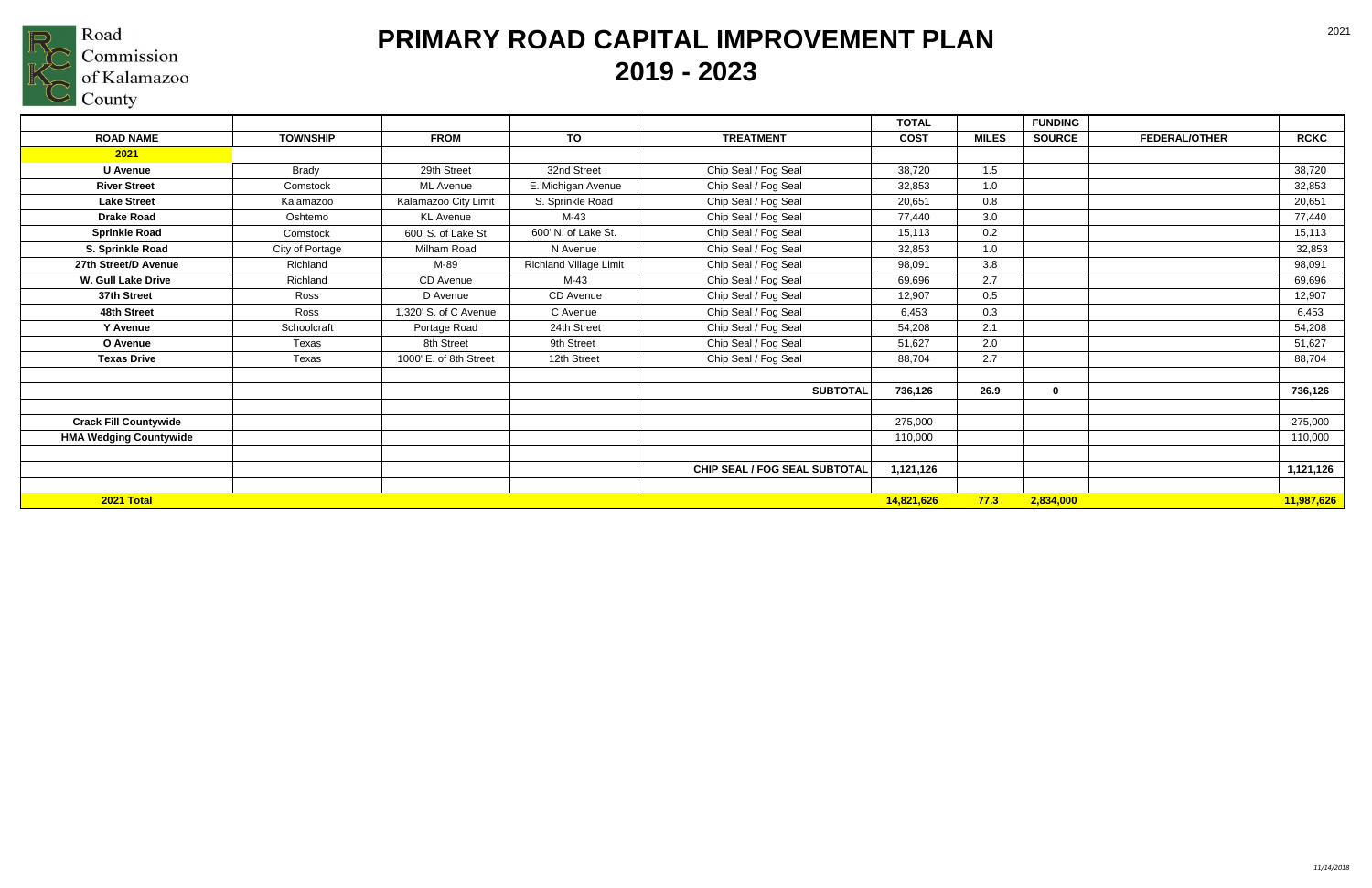Road Commission of Kalamazoo County

# PRIMARY ROAD CAPITAL IMPROVEMENT PLAN
# 2019 - 2023

| ROAD NAME | TOWNSHIP | FROM | TO | TREATMENT | TOTAL COST | MILES | FUNDING SOURCE | FEDERAL/OTHER | RCKC |
|---|---|---|---|---|---|---|---|---|---|
| **2021** | | | | | | | | | |
| **U Avenue** | Brady | 29th Street | 32nd Street | Chip Seal / Fog Seal | 38,720 | 1.5 | | | 38,720 |
| **River Street** | Comstock | ML Avenue | E. Michigan Avenue | Chip Seal / Fog Seal | 32,853 | 1.0 | | | 32,853 |
| **Lake Street** | Kalamazoo | Kalamazoo City Limit | S. Sprinkle Road | Chip Seal / Fog Seal | 20,651 | 0.8 | | | 20,651 |
| **Drake Road** | Oshtemo | KL Avenue | M-43 | Chip Seal / Fog Seal | 77,440 | 3.0 | | | 77,440 |
| **Sprinkle Road** | Comstock | 600' S. of Lake St | 600' N. of Lake St. | Chip Seal / Fog Seal | 15,113 | 0.2 | | | 15,113 |
| **S. Sprinkle Road** | City of Portage | Milham Road | N Avenue | Chip Seal / Fog Seal | 32,853 | 1.0 | | | 32,853 |
| **27th Street/D Avenue** | Richland | M-89 | Richland Village Limit | Chip Seal / Fog Seal | 98,091 | 3.8 | | | 98,091 |
| **W. Gull Lake Drive** | Richland | CD Avenue | M-43 | Chip Seal / Fog Seal | 69,696 | 2.7 | | | 69,696 |
| **37th Street** | Ross | D Avenue | CD Avenue | Chip Seal / Fog Seal | 12,907 | 0.5 | | | 12,907 |
| **48th Street** | Ross | 1,320' S. of C Avenue | C Avenue | Chip Seal / Fog Seal | 6,453 | 0.3 | | | 6,453 |
| **Y Avenue** | Schoolcraft | Portage Road | 24th Street | Chip Seal / Fog Seal | 54,208 | 2.1 | | | 54,208 |
| **O Avenue** | Texas | 8th Street | 9th Street | Chip Seal / Fog Seal | 51,627 | 2.0 | | | 51,627 |
| **Texas Drive** | Texas | 1000' E. of 8th Street | 12th Street | Chip Seal / Fog Seal | 88,704 | 2.7 | | | 88,704 |
| | | | | | | | | | |
| | | | | **SUBTOTAL** | **736,126** | **26.9** | **0** | | **736,126** |
| | | | | | | | | | |
| **Crack Fill Countywide** | | | | | 275,000 | | | | 275,000 |
| **HMA Wedging Countywide** | | | | | 110,000 | | | | 110,000 |
| | | | | | | | | | |
| | | | | **CHIP SEAL / FOG SEAL SUBTOTAL** | **1,121,126** | | | | **1,121,126** |
| | | | | | | | | | |
| **2021 Total** | | | | | **14,821,626** | **77.3** | **2,834,000** | | **11,987,626** |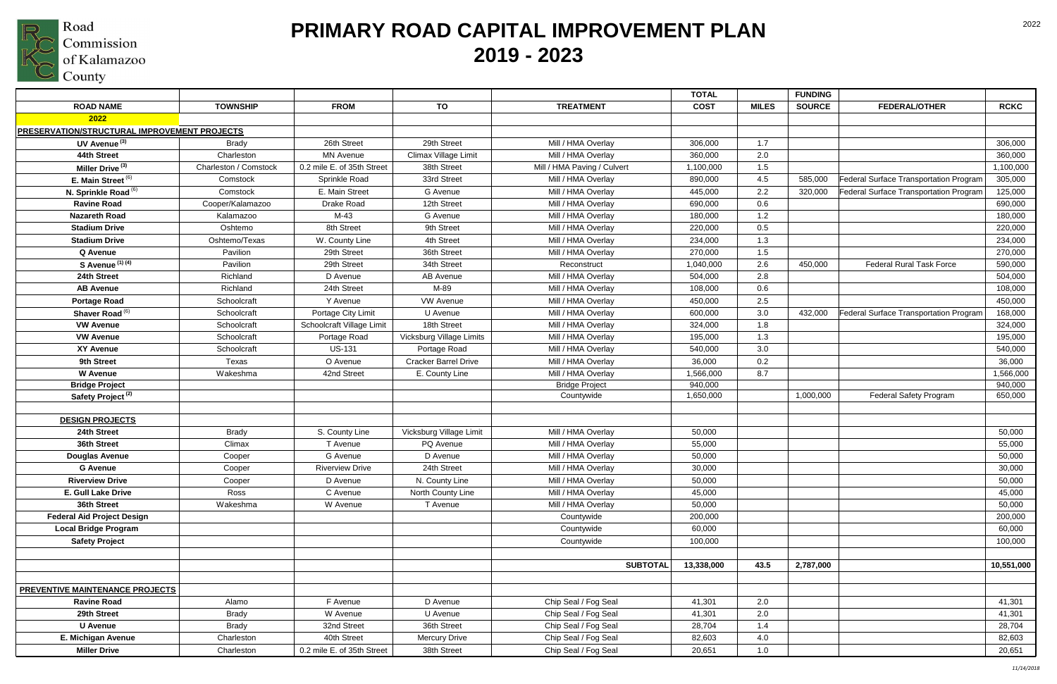Road Commission of Kalamazoo County

# PRIMARY ROAD CAPITAL IMPROVEMENT PLAN 2019 - 2023

| ROAD NAME | TOWNSHIP | FROM | TO | TREATMENT | TOTAL COST | MILES | FUNDING SOURCE | FEDERAL/OTHER | RCKC |
|---|---|---|---|---|---|---|---|---|---|
| **2022** | | | | | | | | | |
| **PRESERVATION/STRUCTURAL IMPROVEMENT PROJECTS** | | | | | | | | | |
| **UV Avenue** [(3)] | Brady | 26th Street | 29th Street | Mill / HMA Overlay | 306,000 | 1.7 | | | 306,000 |
| **44th Street** | Charleston | MN Avenue | Climax Village Limit | Mill / HMA Overlay | 360,000 | 2.0 | | | 360,000 |
| **Miller Drive** [(3)] | Charleston / Comstock | 0.2 mile E. of 35th Street | 38th Street | Mill / HMA Paving / Culvert | 1,100,000 | 1.5 | | | 1,100,000 |
| **E. Main Street** [(6)] | Comstock | Sprinkle Road | 33rd Street | Mill / HMA Overlay | 890,000 | 4.5 | 585,000 | Federal Surface Transportation Program | 305,000 |
| **N. Sprinkle Road** [(6)] | Comstock | E. Main Street | G Avenue | Mill / HMA Overlay | 445,000 | 2.2 | 320,000 | Federal Surface Transportation Program | 125,000 |
| **Ravine Road** | Cooper/Kalamazoo | Drake Road | 12th Street | Mill / HMA Overlay | 690,000 | 0.6 | | | 690,000 |
| **Nazareth Road** | Kalamazoo | M-43 | G Avenue | Mill / HMA Overlay | 180,000 | 1.2 | | | 180,000 |
| **Stadium Drive** | Oshtemo | 8th Street | 9th Street | Mill / HMA Overlay | 220,000 | 0.5 | | | 220,000 |
| **Stadium Drive** | Oshtemo/Texas | W. County Line | 4th Street | Mill / HMA Overlay | 234,000 | 1.3 | | | 234,000 |
| **Q Avenue** | Pavilion | 29th Street | 36th Street | Mill / HMA Overlay | 270,000 | 1.5 | | | 270,000 |
| **S Avenue** [(1) (4)] | Pavilion | 29th Street | 34th Street | Reconstruct | 1,040,000 | 2.6 | 450,000 | Federal Rural Task Force | 590,000 |
| **24th Street** | Richland | D Avenue | AB Avenue | Mill / HMA Overlay | 504,000 | 2.8 | | | 504,000 |
| **AB Avenue** | Richland | 24th Street | M-89 | Mill / HMA Overlay | 108,000 | 0.6 | | | 108,000 |
| **Portage Road** | Schoolcraft | Y Avenue | VW Avenue | Mill / HMA Overlay | 450,000 | 2.5 | | | 450,000 |
| **Shaver Road** [(6)] | Schoolcraft | Portage City Limit | U Avenue | Mill / HMA Overlay | 600,000 | 3.0 | 432,000 | Federal Surface Transportation Program | 168,000 |
| **VW Avenue** | Schoolcraft | Schoolcraft Village Limit | 18th Street | Mill / HMA Overlay | 324,000 | 1.8 | | | 324,000 |
| **VW Avenue** | Schoolcraft | Portage Road | Vicksburg Village Limits | Mill / HMA Overlay | 195,000 | 1.3 | | | 195,000 |
| **XY Avenue** | Schoolcraft | US-131 | Portage Road | Mill / HMA Overlay | 540,000 | 3.0 | | | 540,000 |
| **9th Street** | Texas | O Avenue | Cracker Barrel Drive | Mill / HMA Overlay | 36,000 | 0.2 | | | 36,000 |
| **W Avenue** | Wakeshma | 42nd Street | E. County Line | Mill / HMA Overlay | 1,566,000 | 8.7 | | | 1,566,000 |
| **Bridge Project** | | | | Bridge Project | 940,000 | | | | 940,000 |
| **Safety Project** [(2)] | | | | Countywide | 1,650,000 | | 1,000,000 | Federal Safety Program | 650,000 |
| | | | | | | | | | |
| **DESIGN PROJECTS** | | | | | | | | | |
| **24th Street** | Brady | S. County Line | Vicksburg Village Limit | Mill / HMA Overlay | 50,000 | | | | 50,000 |
| **36th Street** | Climax | T Avenue | PQ Avenue | Mill / HMA Overlay | 55,000 | | | | 55,000 |
| **Douglas Avenue** | Cooper | G Avenue | D Avenue | Mill / HMA Overlay | 50,000 | | | | 50,000 |
| **G Avenue** | Cooper | Riverview Drive | 24th Street | Mill / HMA Overlay | 30,000 | | | | 30,000 |
| **Riverview Drive** | Cooper | D Avenue | N. County Line | Mill / HMA Overlay | 50,000 | | | | 50,000 |
| **E. Gull Lake Drive** | Ross | C Avenue | North County Line | Mill / HMA Overlay | 45,000 | | | | 45,000 |
| **36th Street** | Wakeshma | W Avenue | T Avenue | Mill / HMA Overlay | 50,000 | | | | 50,000 |
| **Federal Aid Project Design** | | | | Countywide | 200,000 | | | | 200,000 |
| **Local Bridge Program** | | | | Countywide | 60,000 | | | | 60,000 |
| **Safety Project** | | | | Countywide | 100,000 | | | | 100,000 |
| | | | | | | | | | |
| | | | | **SUBTOTAL** | **13,338,000** | **43.5** | **2,787,000** | | **10,551,000** |
| | | | | | | | | | |
| **PREVENTIVE MAINTENANCE PROJECTS** | | | | | | | | | |
| **Ravine Road** | Alamo | F Avenue | D Avenue | Chip Seal / Fog Seal | 41,301 | 2.0 | | | 41,301 |
| **29th Street** | Brady | W Avenue | U Avenue | Chip Seal / Fog Seal | 41,301 | 2.0 | | | 41,301 |
| **U Avenue** | Brady | 32nd Street | 36th Street | Chip Seal / Fog Seal | 28,704 | 1.4 | | | 28,704 |
| **E. Michigan Avenue** | Charleston | 40th Street | Mercury Drive | Chip Seal / Fog Seal | 82,603 | 4.0 | | | 82,603 |
| **Miller Drive** | Charleston | 0.2 mile E. of 35th Street | 38th Street | Chip Seal / Fog Seal | 20,651 | 1.0 | | | 20,651 |

*11/14/2018*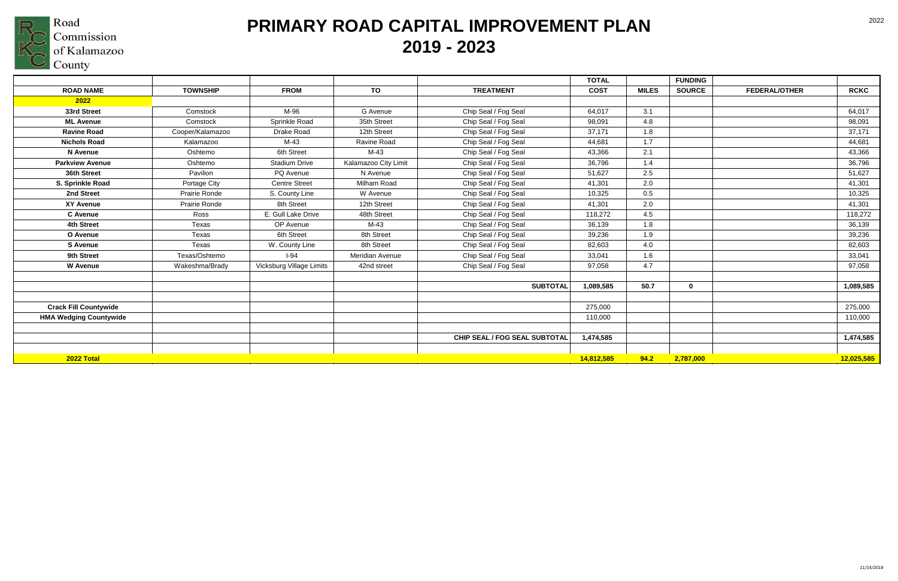Road Commission of Kalamazoo County

# PRIMARY ROAD CAPITAL IMPROVEMENT PLAN
# 2019 - 2023

2022

| | | | | | TOTAL | | FUNDING | | |
|---|---|---|---|---|---|---|---|---|---|
| **ROAD NAME** | **TOWNSHIP** | **FROM** | **TO** | **TREATMENT** | **COST** | **MILES** | **SOURCE** | **FEDERAL/OTHER** | **RCKC** |
| **2022** | | | | | | | | | |
| **33rd Street** | Comstock | M-96 | G Avenue | Chip Seal / Fog Seal | 64,017 | 3.1 | | | 64,017 |
| **ML Avenue** | Comstock | Sprinkle Road | 35th Street | Chip Seal / Fog Seal | 98,091 | 4.8 | | | 98,091 |
| **Ravine Road** | Cooper/Kalamazoo | Drake Road | 12th Street | Chip Seal / Fog Seal | 37,171 | 1.8 | | | 37,171 |
| **Nichols Road** | Kalamazoo | M-43 | Ravine Road | Chip Seal / Fog Seal | 44,681 | 1.7 | | | 44,681 |
| **N Avenue** | Oshtemo | 6th Street | M-43 | Chip Seal / Fog Seal | 43,366 | 2.1 | | | 43,366 |
| **Parkview Avenue** | Oshtemo | Stadium Drive | Kalamazoo City Limit | Chip Seal / Fog Seal | 36,796 | 1.4 | | | 36,796 |
| **36th Street** | Pavilion | PQ Avenue | N Avenue | Chip Seal / Fog Seal | 51,627 | 2.5 | | | 51,627 |
| **S. Sprinkle Road** | Portage City | Centre Street | Milham Road | Chip Seal / Fog Seal | 41,301 | 2.0 | | | 41,301 |
| **2nd Street** | Prairie Ronde | S. County Line | W Avenue | Chip Seal / Fog Seal | 10,325 | 0.5 | | | 10,325 |
| **XY Avenue** | Prairie Ronde | 8th Street | 12th Street | Chip Seal / Fog Seal | 41,301 | 2.0 | | | 41,301 |
| **C Avenue** | Ross | E. Gull Lake Drive | 48th Street | Chip Seal / Fog Seal | 118,272 | 4.5 | | | 118,272 |
| **4th Street** | Texas | OP Avenue | M-43 | Chip Seal / Fog Seal | 36,139 | 1.8 | | | 36,139 |
| **O Avenue** | Texas | 6th Street | 8th Street | Chip Seal / Fog Seal | 39,236 | 1.9 | | | 39,236 |
| **S Avenue** | Texas | W. County Line | 8th Street | Chip Seal / Fog Seal | 82,603 | 4.0 | | | 82,603 |
| **9th Street** | Texas/Oshtemo | I-94 | Meridian Avenue | Chip Seal / Fog Seal | 33,041 | 1.6 | | | 33,041 |
| **W Avenue** | Wakeshma/Brady | Vicksburg Village Limits | 42nd street | Chip Seal / Fog Seal | 97,058 | 4.7 | | | 97,058 |
| | | | | | | | | | |
| | | | | **SUBTOTAL** | **1,089,585** | **50.7** | **0** | | **1,089,585** |
| | | | | | | | | | |
| **Crack Fill Countywide** | | | | | 275,000 | | | | 275,000 |
| **HMA Wedging Countywide** | | | | | 110,000 | | | | 110,000 |
| | | | | | | | | | |
| | | | | **CHIP SEAL / FOG SEAL SUBTOTAL** | **1,474,585** | | | | **1,474,585** |
| | | | | | | | | | |
| **2022 Total** | | | | | **14,812,585** | **94.2** | **2,787,000** | | **12,025,585** |

*11/14/2018*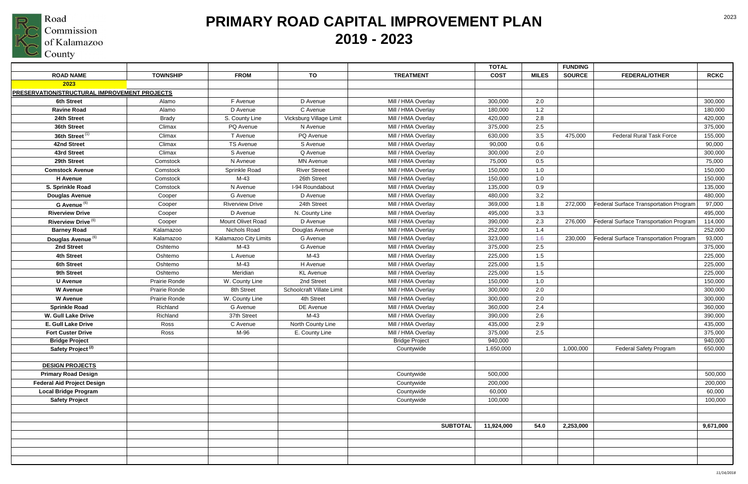Road Commission of Kalamazoo County

# PRIMARY ROAD CAPITAL IMPROVEMENT PLAN
# 2019 - 2023

| ROAD NAME | TOWNSHIP | FROM | TO | TREATMENT | TOTAL COST | MILES | FUNDING SOURCE | FEDERAL/OTHER | RCKC |
|---|---|---|---|---|---|---|---|---|---|
| **2023** | | | | | | | | | |
| **PRESERVATION/STRUCTURAL IMPROVEMENT PROJECTS** | | | | | | | | | |
| **6th Street** | Alamo | F Avenue | D Avenue | Mill / HMA Overlay | 300,000 | 2.0 | | | 300,000 |
| **Ravine Road** | Alamo | D Avenue | C Avenue | Mill / HMA Overlay | 180,000 | 1.2 | | | 180,000 |
| **24th Street** | Brady | S. County Line | Vicksburg Village Limit | Mill / HMA Overlay | 420,000 | 2.8 | | | 420,000 |
| **36th Street** | Climax | PQ Avenue | N Avenue | Mill / HMA Overlay | 375,000 | 2.5 | | | 375,000 |
| **36th Street** [(1)] | Climax | T Avenue | PQ Avenue | Mill / HMA Overlay | 630,000 | 3.5 | 475,000 | Federal Rural Task Force | 155,000 |
| **42nd Street** | Climax | TS Avenue | S Avenue | Mill / HMA Overlay | 90,000 | 0.6 | | | 90,000 |
| **43rd Street** | Climax | S Avenue | Q Avenue | Mill / HMA Overlay | 300,000 | 2.0 | | | 300,000 |
| **29th Street** | Comstock | N Avneue | MN Avenue | Mill / HMA Overlay | 75,000 | 0.5 | | | 75,000 |
| **Comstock Avenue** | Comstock | Sprinkle Road | River Streeet | Mill / HMA Overlay | 150,000 | 1.0 | | | 150,000 |
| **H Avenue** | Comstock | M-43 | 26th Street | Mill / HMA Overlay | 150,000 | 1.0 | | | 150,000 |
| **S. Sprinkle Road** | Comstock | N Avenue | I-94 Roundabout | Mill / HMA Overlay | 135,000 | 0.9 | | | 135,000 |
| **Douglas Avenue** | Cooper | G Avenue | D Avenue | Mill / HMA Overlay | 480,000 | 3.2 | | | 480,000 |
| **G Avenue** [(6)] | Cooper | Riverview Drive | 24th Street | Mill / HMA Overlay | 369,000 | 1.8 | 272,000 | Federal Surface Transportation Program | 97,000 |
| **Riverview Drive** | Cooper | D Avenue | N. County Line | Mill / HMA Overlay | 495,000 | 3.3 | | | 495,000 |
| **Riverview Drive** [(6)] | Cooper | Mount Olivet Road | D Avenue | Mill / HMA Overlay | 390,000 | 2.3 | 276,000 | Federal Surface Transportation Program | 114,000 |
| **Barney Road** | Kalamazoo | Nichols Road | Douglas Avenue | Mill / HMA Overlay | 252,000 | 1.4 | | | 252,000 |
| **Douglas Avenue** [(6)] | Kalamazoo | Kalamazoo City Limits | G Avenue | Mill / HMA Overlay | 323,000 | 1.6 | 230,000 | Federal Surface Transportation Program | 93,000 |
| **2nd Street** | Oshtemo | M-43 | G Avenue | Mill / HMA Overlay | 375,000 | 2.5 | | | 375,000 |
| **4th Street** | Oshtemo | L Avenue | M-43 | Mill / HMA Overlay | 225,000 | 1.5 | | | 225,000 |
| **6th Street** | Oshtemo | M-43 | H Avenue | Mill / HMA Overlay | 225,000 | 1.5 | | | 225,000 |
| **9th Street** | Oshtemo | Meridian | KL Avenue | Mill / HMA Overlay | 225,000 | 1.5 | | | 225,000 |
| **U Avenue** | Prairie Ronde | W. County Line | 2nd Street | Mill / HMA Overlay | 150,000 | 1.0 | | | 150,000 |
| **W Avenue** | Prairie Ronde | 8th Street | Schoolcraft Villate Limit | Mill / HMA Overlay | 300,000 | 2.0 | | | 300,000 |
| **W Avenue** | Prairie Ronde | W. County Line | 4th Street | Mill / HMA Overlay | 300,000 | 2.0 | | | 300,000 |
| **Sprinkle Road** | Richland | G Avenue | DE Avenue | Mill / HMA Overlay | 360,000 | 2.4 | | | 360,000 |
| **W. Gull Lake Drive** | Richland | 37th Street | M-43 | Mill / HMA Overlay | 390,000 | 2.6 | | | 390,000 |
| **E. Gull Lake Drive** | Ross | C Avenue | North County Line | Mill / HMA Overlay | 435,000 | 2.9 | | | 435,000 |
| **Fort Custer Drive** | Ross | M-96 | E. County Line | Mill / HMA Overlay | 375,000 | 2.5 | | | 375,000 |
| **Bridge Project** | | | | Bridge Project | 940,000 | | | | 940,000 |
| **Safety Project** [(2)] | | | | Countywide | 1,650,000 | | 1,000,000 | Federal Safety Program | 650,000 |
| | | | | | | | | | |
| **DESIGN PROJECTS** | | | | | | | | | |
| **Primary Road Design** | | | | Countywide | 500,000 | | | | 500,000 |
| **Federal Aid Project Design** | | | | Countywide | 200,000 | | | | 200,000 |
| **Local Bridge Program** | | | | Countywide | 60,000 | | | | 60,000 |
| **Safety Project** | | | | Countywide | 100,000 | | | | 100,000 |
| | | | | | | | | | |
| | | | | **SUBTOTAL** | **11,924,000** | **54.0** | **2,253,000** | | **9,671,000** |

*11/14/2018*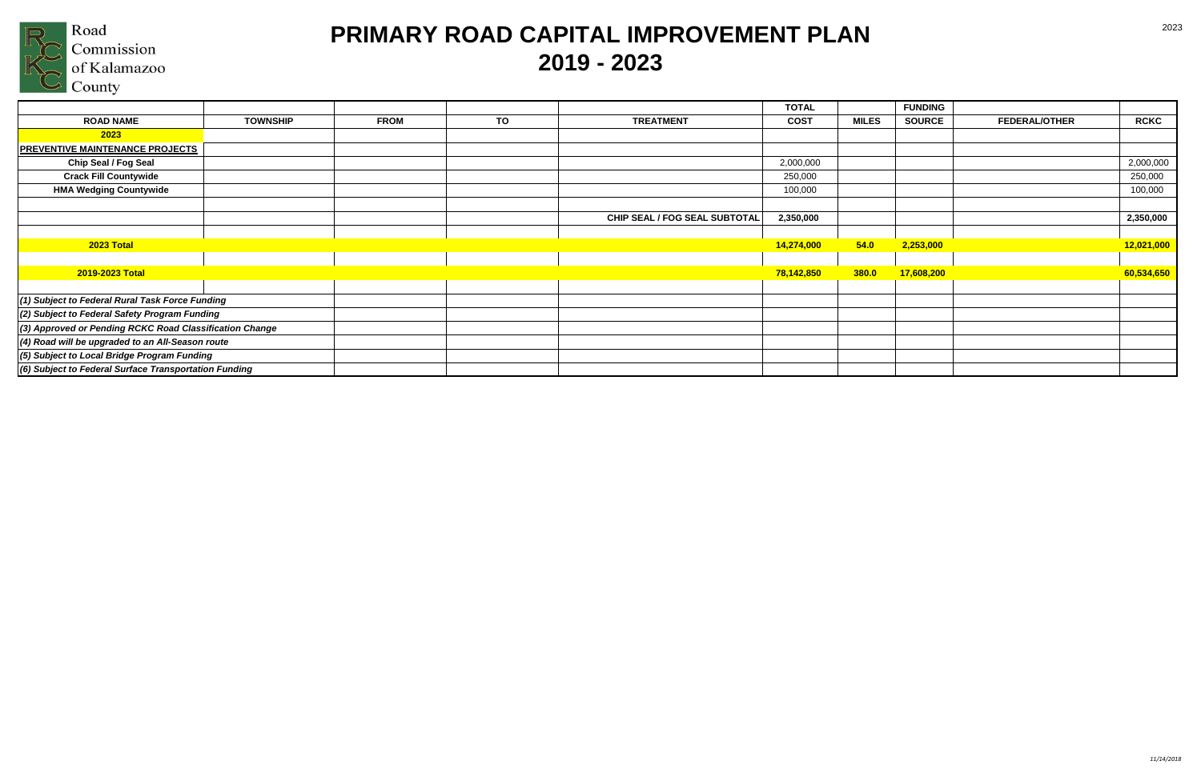Road Commission of Kalamazoo County

# PRIMARY ROAD CAPITAL IMPROVEMENT PLAN
# 2019 - 2023

| ROAD NAME | TOWNSHIP | FROM | TO | TREATMENT | TOTAL COST | MILES | FUNDING SOURCE | FEDERAL/OTHER | RCKC |
|---|---|---|---|---|---|---|---|---|---|
| **2023** | | | | | | | | | |
| **PREVENTIVE MAINTENANCE PROJECTS** | | | | | | | | | |
| **Chip Seal / Fog Seal** | | | | | 2,000,000 | | | | 2,000,000 |
| **Crack Fill Countywide** | | | | | 250,000 | | | | 250,000 |
| **HMA Wedging Countywide** | | | | | 100,000 | | | | 100,000 |
| | | | | | | | | | |
| | | | | **CHIP SEAL / FOG SEAL SUBTOTAL** | **2,350,000** | | | | **2,350,000** |
| | | | | | | | | | |
| **2023 Total** | | | | | **14,274,000** | **54.0** | **2,253,000** | | **12,021,000** |
| | | | | | | | | | |
| **2019-2023 Total** | | | | | **78,142,850** | **380.0** | **17,608,200** | | **60,534,650** |

*(1) Subject to Federal Rural Task Force Funding*
*(2) Subject to Federal Safety Program Funding*
*(3) Approved or Pending RCKC Road Classification Change*
*(4) Road will be upgraded to an All-Season route*
*(5) Subject to Local Bridge Program Funding*
*(6) Subject to Federal Surface Transportation Funding*

*11/14/2018*